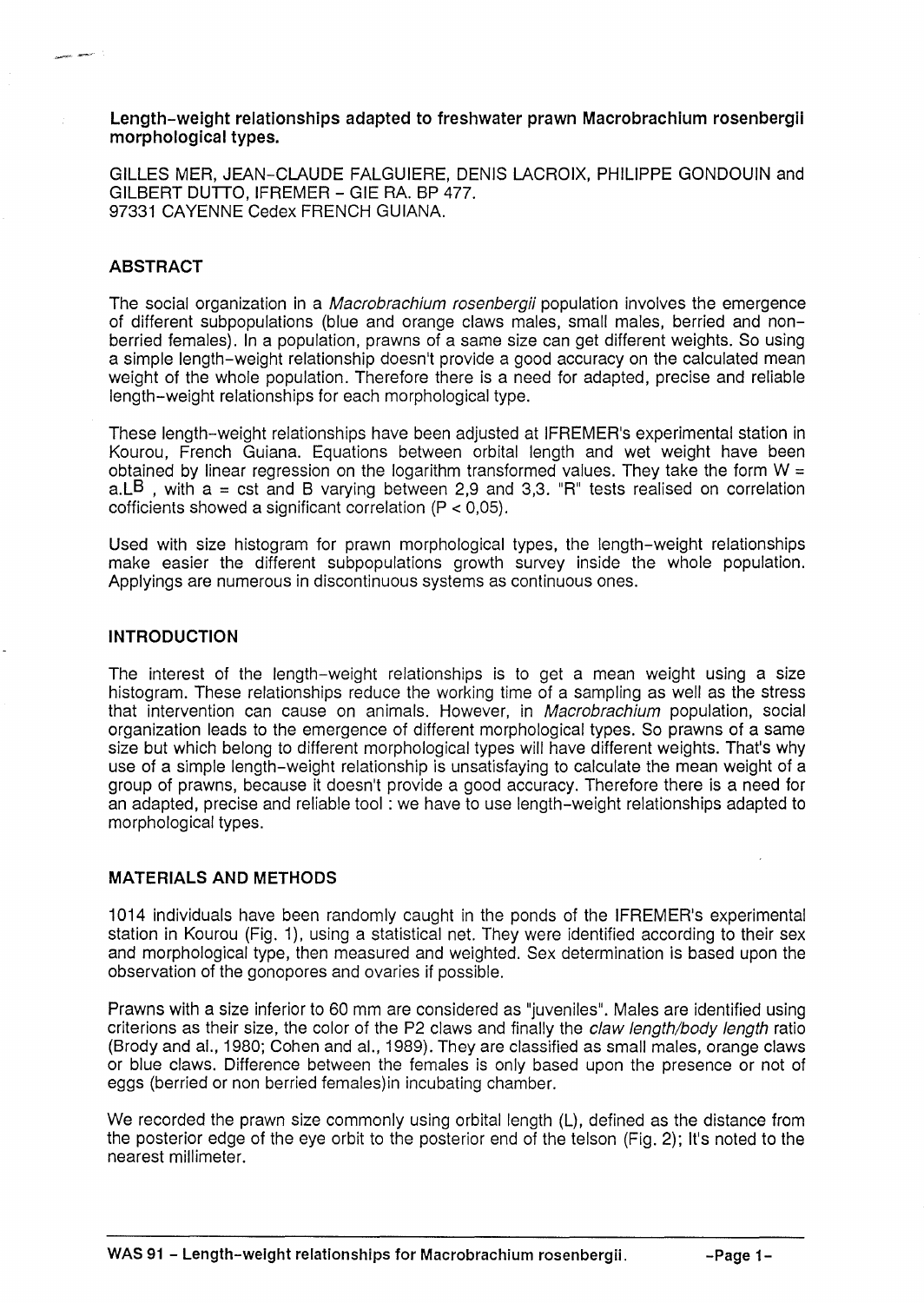# Length-weight relationships adapted to freshwater prawn Macrobrachium rosenbergii morphological types.

GILLES MER, JEAN-CLAUDE FALGUIERE, DENIS LACROIX, PHILIPPE GONDOUIN and GILBERT DUTTO, IFREMER - GIE RA. BP 477.
97331 CAYENNE Cedex FRENCH GUIANA.

## ABSTRACT

The social organization in a *Macrobrachium rosenbergii* population involves the emergence of different subpopulations (blue and orange claws males, small males, berried and non-berried females). In a population, prawns of a same size can get different weights. So using a simple length-weight relationship doesn't provide a good accuracy on the calculated mean weight of the whole population. Therefore there is a need for adapted, precise and reliable length-weight relationships for each morphological type.

These length-weight relationships have been adjusted at IFREMER's experimental station in Kourou, French Guiana. Equations between orbital length and wet weight have been obtained by linear regression on the logarithm transformed values. They take the form $W = a.L^B$ , with a = cst and B varying between 2,9 and 3,3. "R" tests realised on correlation cofficients showed a significant correlation ($P < 0,05$).

Used with size histogram for prawn morphological types, the length-weight relationships make easier the different subpopulations growth survey inside the whole population. Applyings are numerous in discontinuous systems as continuous ones.

## INTRODUCTION

The interest of the length-weight relationships is to get a mean weight using a size histogram. These relationships reduce the working time of a sampling as well as the stress that intervention can cause on animals. However, in *Macrobrachium* population, social organization leads to the emergence of different morphological types. So prawns of a same size but which belong to different morphological types will have different weights. That's why use of a simple length-weight relationship is unsatisfaying to calculate the mean weight of a group of prawns, because it doesn't provide a good accuracy. Therefore there is a need for an adapted, precise and reliable tool : we have to use length-weight relationships adapted to morphological types.

## MATERIALS AND METHODS

1014 individuals have been randomly caught in the ponds of the IFREMER's experimental station in Kourou (Fig. 1), using a statistical net. They were identified according to their sex and morphological type, then measured and weighted. Sex determination is based upon the observation of the gonopores and ovaries if possible.

Prawns with a size inferior to 60 mm are considered as "juveniles". Males are identified using criterions as their size, the color of the P2 claws and finally the *claw length/body length* ratio (Brody and al., 1980; Cohen and al., 1989). They are classified as small males, orange claws or blue claws. Difference between the females is only based upon the presence or not of eggs (berried or non berried females)in incubating chamber.

We recorded the prawn size commonly using orbital length (L), defined as the distance from the posterior edge of the eye orbit to the posterior end of the telson (Fig. 2); It's noted to the nearest millimeter.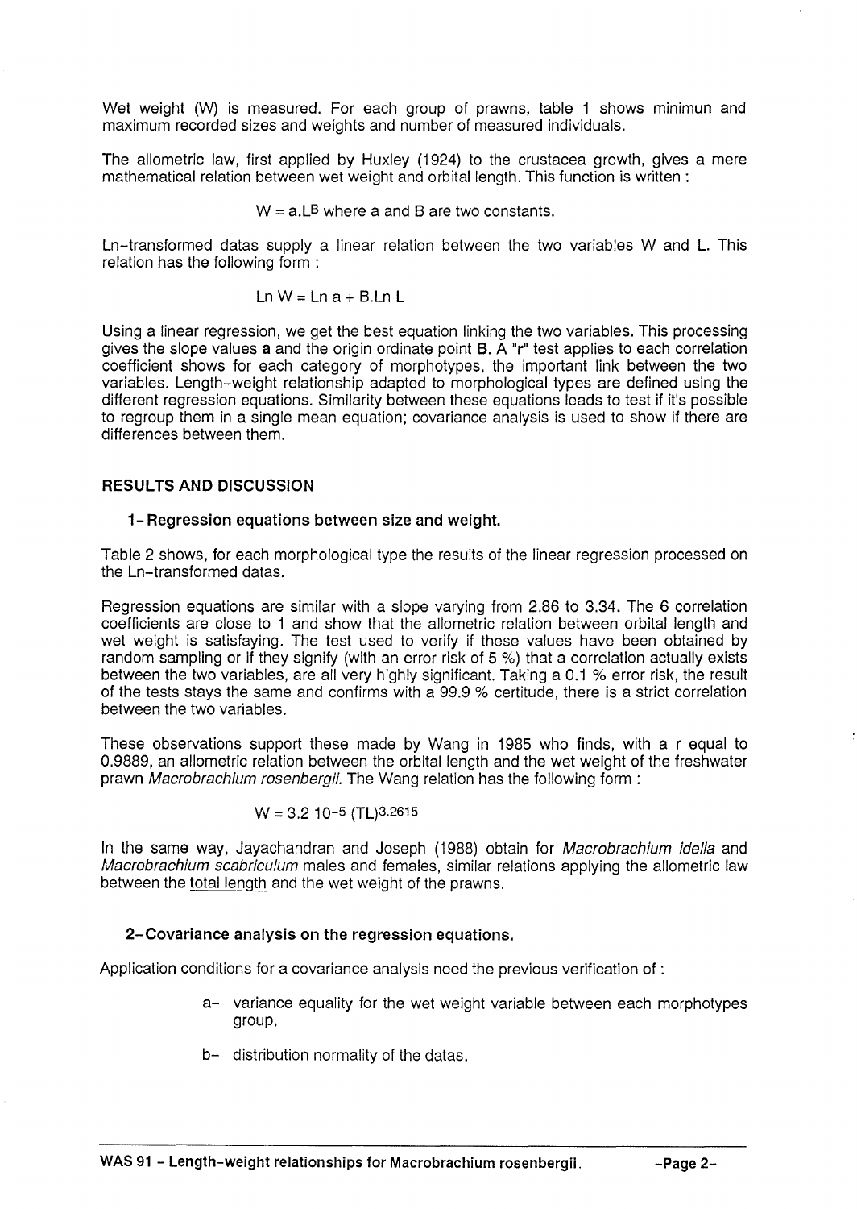Wet weight (W) is measured. For each group of prawns, table 1 shows minimun and maximum recorded sizes and weights and number of measured individuals.

The allometric law, first applied by Huxley (1924) to the crustacea growth, gives a mere mathematical relation between wet weight and orbital length. This function is written :

$$W = a.L^B \text{ where a and B are two constants.}$$

Ln-transformed datas supply a linear relation between the two variables W and L. This relation has the following form :

$$\text{Ln } W = \text{Ln } a + B.\text{Ln } L$$

Using a linear regression, we get the best equation linking the two variables. This processing gives the slope values **a** and the origin ordinate point **B.** A "**r**" test applies to each correlation coefficient shows for each category of morphotypes, the important link between the two variables. Length-weight relationship adapted to morphological types are defined using the different regression equations. Similarity between these equations leads to test if it's possible to regroup them in a single mean equation; covariance analysis is used to show if there are differences between them.

## RESULTS AND DISCUSSION

### 1- Regression equations between size and weight.

Table 2 shows, for each morphological type the results of the linear regression processed on the Ln-transformed datas.

Regression equations are similar with a slope varying from 2.86 to 3.34. The 6 correlation coefficients are close to 1 and show that the allometric relation between orbital length and wet weight is satisfaying. The test used to verify if these values have been obtained by random sampling or if they signify (with an error risk of 5 %) that a correlation actually exists between the two variables, are all very highly significant. Taking a 0.1 % error risk, the result of the tests stays the same and confirms with a 99.9 % certitude, there is a strict correlation between the two variables.

These observations support these made by Wang in 1985 who finds, with a r equal to 0.9889, an allometric relation between the orbital length and the wet weight of the freshwater prawn *Macrobrachium rosenbergii.* The Wang relation has the following form :

$$W = 3.2\ 10^{-5}\ (TL)^{3.2615}$$

In the same way, Jayachandran and Joseph (1988) obtain for *Macrobrachium idella* and *Macrobrachium scabriculum* males and females, similar relations applying the allometric law between the total length and the wet weight of the prawns.

### 2- Covariance analysis on the regression equations.

Application conditions for a covariance analysis need the previous verification of :

a- variance equality for the wet weight variable between each morphotypes group,

b- distribution normality of the datas.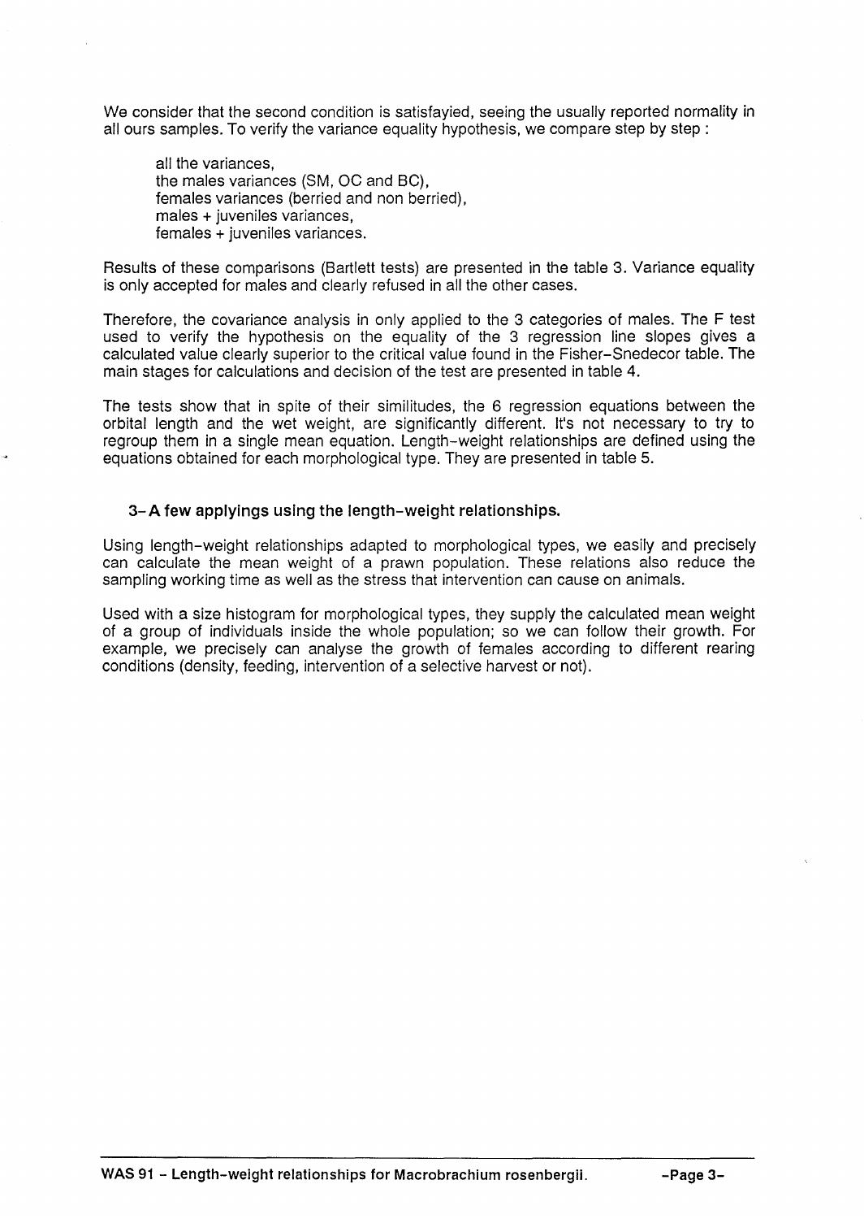We consider that the second condition is satisfayied, seeing the usually reported normality in all ours samples. To verify the variance equality hypothesis, we compare step by step :

all the variances,
the males variances (SM, OC and BC),
females variances (berried and non berried),
males + juveniles variances,
females + juveniles variances.

Results of these comparisons (Bartlett tests) are presented in the table 3. Variance equality is only accepted for males and clearly refused in all the other cases.

Therefore, the covariance analysis in only applied to the 3 categories of males. The F test used to verify the hypothesis on the equality of the 3 regression line slopes gives a calculated value clearly superior to the critical value found in the Fisher–Snedecor table. The main stages for calculations and decision of the test are presented in table 4.

The tests show that in spite of their similitudes, the 6 regression equations between the orbital length and the wet weight, are significantly different. It's not necessary to try to regroup them in a single mean equation. Length–weight relationships are defined using the equations obtained for each morphological type. They are presented in table 5.

### 3– A few applyings using the length–weight relationships.

Using length–weight relationships adapted to morphological types, we easily and precisely can calculate the mean weight of a prawn population. These relations also reduce the sampling working time as well as the stress that intervention can cause on animals.

Used with a size histogram for morphological types, they supply the calculated mean weight of a group of individuals inside the whole population; so we can follow their growth. For example, we precisely can analyse the growth of females according to different rearing conditions (density, feeding, intervention of a selective harvest or not).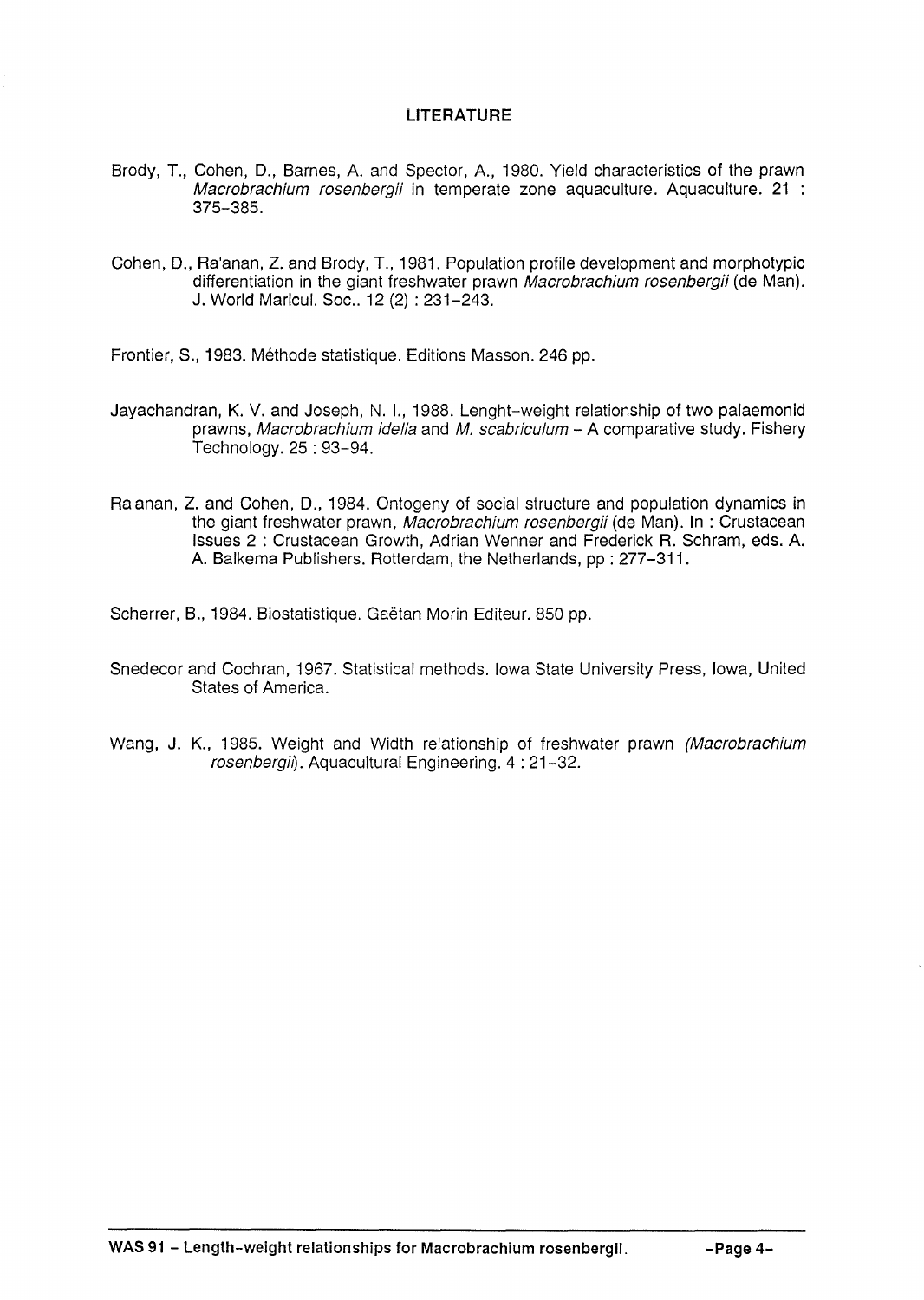## LITERATURE

Brody, T., Cohen, D., Barnes, A. and Spector, A., 1980. Yield characteristics of the prawn *Macrobrachium rosenbergii* in temperate zone aquaculture. Aquaculture. 21 : 375-385.

Cohen, D., Ra'anan, Z. and Brody, T., 1981. Population profile development and morphotypic differentiation in the giant freshwater prawn *Macrobrachium rosenbergii* (de Man). J. World Maricul. Soc.. 12 (2) : 231-243.

Frontier, S., 1983. Méthode statistique. Editions Masson. 246 pp.

Jayachandran, K. V. and Joseph, N. I., 1988. Lenght-weight relationship of two palaemonid prawns, *Macrobrachium idella* and *M. scabriculum* - A comparative study. Fishery Technology. 25 : 93-94.

Ra'anan, Z. and Cohen, D., 1984. Ontogeny of social structure and population dynamics in the giant freshwater prawn, *Macrobrachium rosenbergii* (de Man). In : Crustacean Issues 2 : Crustacean Growth, Adrian Wenner and Frederick R. Schram, eds. A. A. Balkema Publishers. Rotterdam, the Netherlands, pp : 277-311.

Scherrer, B., 1984. Biostatistique. Gaëtan Morin Editeur. 850 pp.

Snedecor and Cochran, 1967. Statistical methods. Iowa State University Press, Iowa, United States of America.

Wang, J. K., 1985. Weight and Width relationship of freshwater prawn *(Macrobrachium rosenbergii)*. Aquacultural Engineering. 4 : 21-32.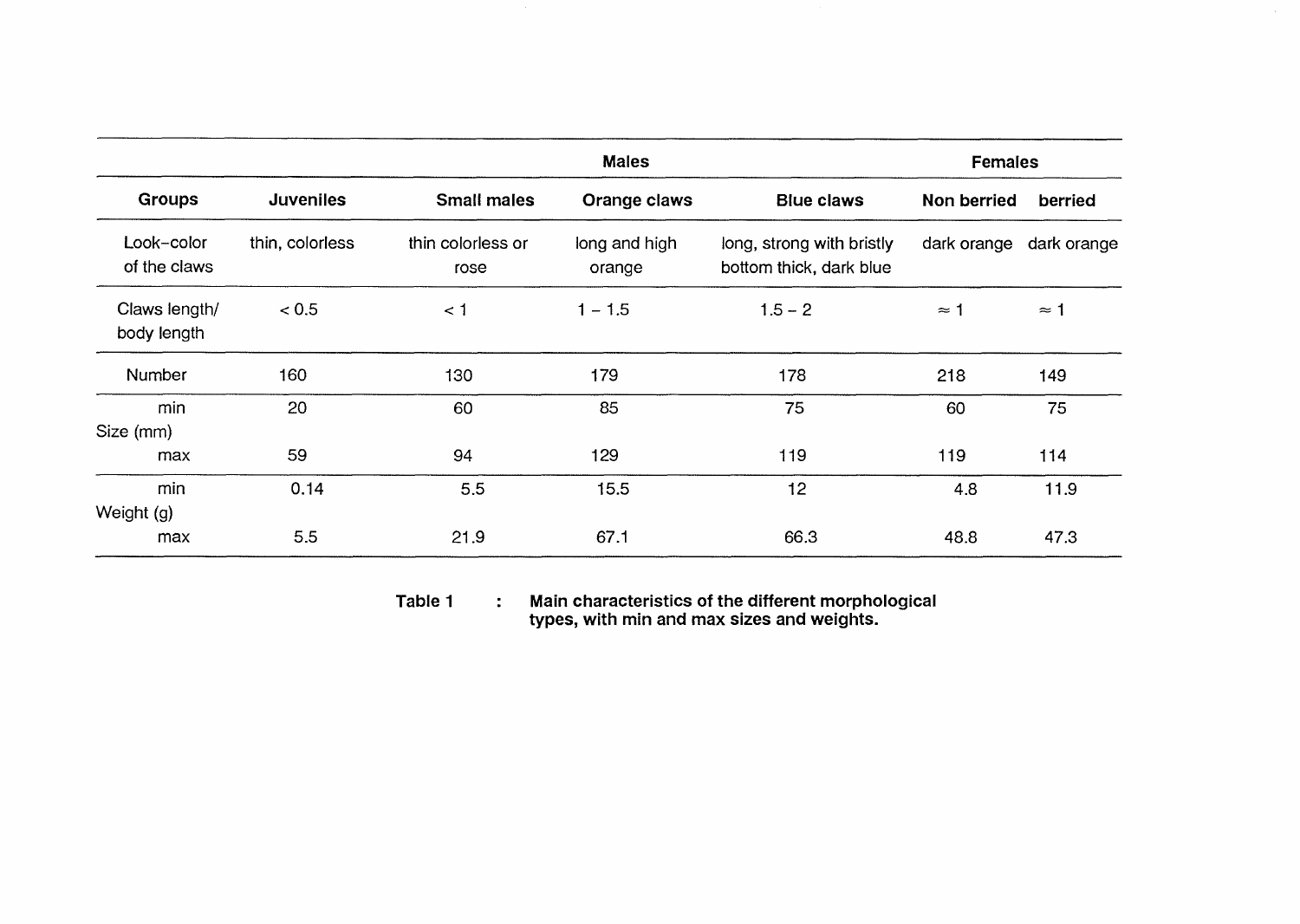| | | Males | | | Females | |
|---|---|---|---|---|---|---|
| Groups | Juveniles | Small males | Orange claws | Blue claws | Non berried | berried |
| Look–color of the claws | thin, colorless | thin colorless or rose | long and high orange | long, strong with bristly bottom thick, dark blue | dark orange | dark orange |
| Claws length/ body length | < 0.5 | < 1 | 1 – 1.5 | 1.5 – 2 | ≈ 1 | ≈ 1 |
| Number | 160 | 130 | 179 | 178 | 218 | 149 |
| Size (mm) min | 20 | 60 | 85 | 75 | 60 | 75 |
| Size (mm) max | 59 | 94 | 129 | 119 | 119 | 114 |
| Weight (g) min | 0.14 | 5.5 | 15.5 | 12 | 4.8 | 11.9 |
| Weight (g) max | 5.5 | 21.9 | 67.1 | 66.3 | 48.8 | 47.3 |

**Table 1 : Main characteristics of the different morphological types, with min and max sizes and weights.**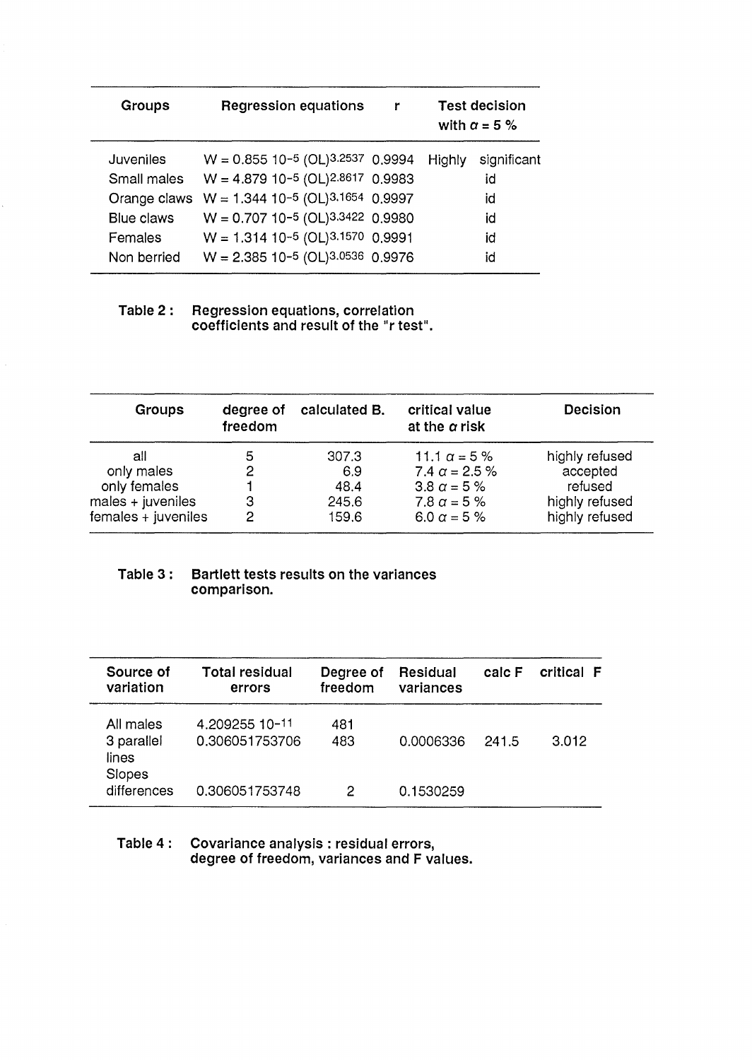| Groups | Regression equations | r | Test decision with $\alpha = 5\ \%$ |
|---|---|---|---|
| Juveniles | $W = 0.855\ 10^{-5}\ (OL)^{3.2537}$ | 0.9994 | Highly significant |
| Small males | $W = 4.879\ 10^{-5}\ (OL)^{2.8617}$ | 0.9983 | id |
| Orange claws | $W = 1.344\ 10^{-5}\ (OL)^{3.1654}$ | 0.9997 | id |
| Blue claws | $W = 0.707\ 10^{-5}\ (OL)^{3.3422}$ | 0.9980 | id |
| Females | $W = 1.314\ 10^{-5}\ (OL)^{3.1570}$ | 0.9991 | id |
| Non berried | $W = 2.385\ 10^{-5}\ (OL)^{3.0536}$ | 0.9976 | id |

**Table 2 : Regression equations, correlation coefficients and result of the "r test".**

| Groups | degree of freedom | calculated B. | critical value at the $\alpha$ risk | Decision |
|---|---|---|---|---|
| all | 5 | 307.3 | 11.1 $\alpha = 5\ \%$ | highly refused |
| only males | 2 | 6.9 | 7.4 $\alpha = 2.5\ \%$ | accepted |
| only females | 1 | 48.4 | 3.8 $\alpha = 5\ \%$ | refused |
| males + juveniles | 3 | 245.6 | 7.8 $\alpha = 5\ \%$ | highly refused |
| females + juveniles | 2 | 159.6 | 6.0 $\alpha = 5\ \%$ | highly refused |

**Table 3 : Bartlett tests results on the variances comparison.**

| Source of variation | Total residual errors | Degree of freedom | Residual variances | calc F | critical F |
|---|---|---|---|---|---|
| All males | $4.209255\ 10^{-11}$ | 481 | | | |
| 3 parallel lines | 0.306051753706 | 483 | 0.0006336 | 241.5 | 3.012 |
| Slopes differences | 0.306051753748 | 2 | 0.1530259 | | |

**Table 4 : Covariance analysis : residual errors, degree of freedom, variances and F values.**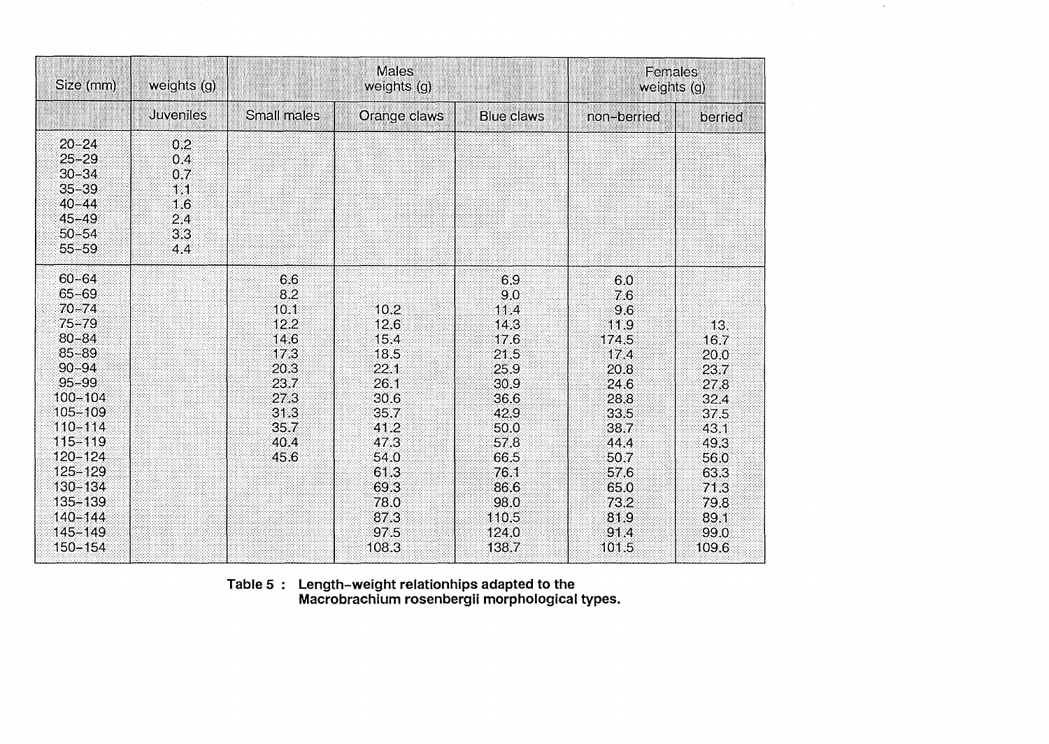| Size (mm) | weights (g) | Males weights (g) | | | Females weights (g) | |
|---|---|---|---|---|---|---|
| | Juveniles | Small males | Orange claws | Blue claws | non-berried | berried |
| 20–24 | 0.2 | | | | | |
| 25–29 | 0.4 | | | | | |
| 30–34 | 0.7 | | | | | |
| 35–39 | 1.1 | | | | | |
| 40–44 | 1.6 | | | | | |
| 45–49 | 2.4 | | | | | |
| 50–54 | 3.3 | | | | | |
| 55–59 | 4.4 | | | | | |
| 60–64 | | 6.6 | | 6.9 | 6.0 | |
| 65–69 | | 8.2 | | 9.0 | 7.6 | |
| 70–74 | | 10.1 | 10.2 | 11.4 | 9.6 | |
| 75–79 | | 12.2 | 12.6 | 14.3 | 11.9 | 13. |
| 80–84 | | 14.6 | 15.4 | 17.6 | 174.5 | 16.7 |
| 85–89 | | 17.3 | 18.5 | 21.5 | 17.4 | 20.0 |
| 90–94 | | 20.3 | 22.1 | 25.9 | 20.8 | 23.7 |
| 95–99 | | 23.7 | 26.1 | 30.9 | 24.6 | 27.8 |
| 100–104 | | 27.3 | 30.6 | 36.6 | 28.8 | 32.4 |
| 105–109 | | 31.3 | 35.7 | 42.9 | 33.5 | 37.5 |
| 110–114 | | 35.7 | 41.2 | 50.0 | 38.7 | 43.1 |
| 115–119 | | 40.4 | 47.3 | 57.8 | 44.4 | 49.3 |
| 120–124 | | 45.6 | 54.0 | 66.5 | 50.7 | 56.0 |
| 125–129 | | | 61.3 | 76.1 | 57.6 | 63.3 |
| 130–134 | | | 69.3 | 86.6 | 65.0 | 71.3 |
| 135–139 | | | 78.0 | 98.0 | 73.2 | 79.8 |
| 140–144 | | | 87.3 | 110.5 | 81.9 | 89.1 |
| 145–149 | | | 97.5 | 124.0 | 91.4 | 99.0 |
| 150–154 | | | 108.3 | 138.7 | 101.5 | 109.6 |

**Table 5 : Length–weight relatonhips adapted to the Macrobrachium rosenbergii morphological types.**